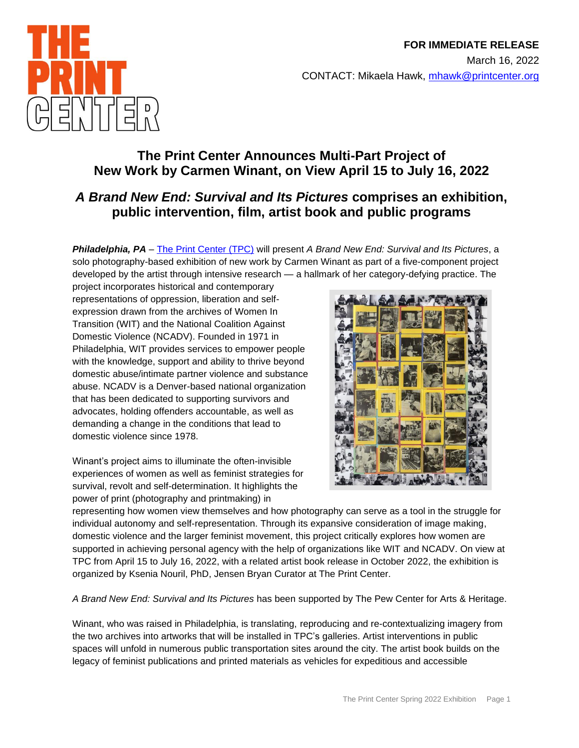**FOR IMMEDIATE RELEASE**
March 16, 2022
CONTACT: Mikaela Hawk, mhawk@printcenter.org

# The Print Center Announces Multi-Part Project of New Work by Carmen Winant, on View April 15 to July 16, 2022

## *A Brand New End: Survival and Its Pictures* comprises an exhibition, public intervention, film, artist book and public programs

***Philadelphia, PA*** – The Print Center (TPC) will present *A Brand New End: Survival and Its Pictures*, a solo photography-based exhibition of new work by Carmen Winant as part of a five-component project developed by the artist through intensive research — a hallmark of her category-defying practice. The project incorporates historical and contemporary representations of oppression, liberation and self-expression drawn from the archives of Women In Transition (WIT) and the National Coalition Against Domestic Violence (NCADV). Founded in 1971 in Philadelphia, WIT provides services to empower people with the knowledge, support and ability to thrive beyond domestic abuse/intimate partner violence and substance abuse. NCADV is a Denver-based national organization that has been dedicated to supporting survivors and advocates, holding offenders accountable, as well as demanding a change in the conditions that lead to domestic violence since 1978.

Winant's project aims to illuminate the often-invisible experiences of women as well as feminist strategies for survival, revolt and self-determination. It highlights the power of print (photography and printmaking) in representing how women view themselves and how photography can serve as a tool in the struggle for individual autonomy and self-representation. Through its expansive consideration of image making, domestic violence and the larger feminist movement, this project critically explores how women are supported in achieving personal agency with the help of organizations like WIT and NCADV. On view at TPC from April 15 to July 16, 2022, with a related artist book release in October 2022, the exhibition is organized by Ksenia Nouril, PhD, Jensen Bryan Curator at The Print Center.

*A Brand New End: Survival and Its Pictures* has been supported by The Pew Center for Arts & Heritage.

Winant, who was raised in Philadelphia, is translating, reproducing and re-contextualizing imagery from the two archives into artworks that will be installed in TPC's galleries. Artist interventions in public spaces will unfold in numerous public transportation sites around the city. The artist book builds on the legacy of feminist publications and printed materials as vehicles for expeditious and accessible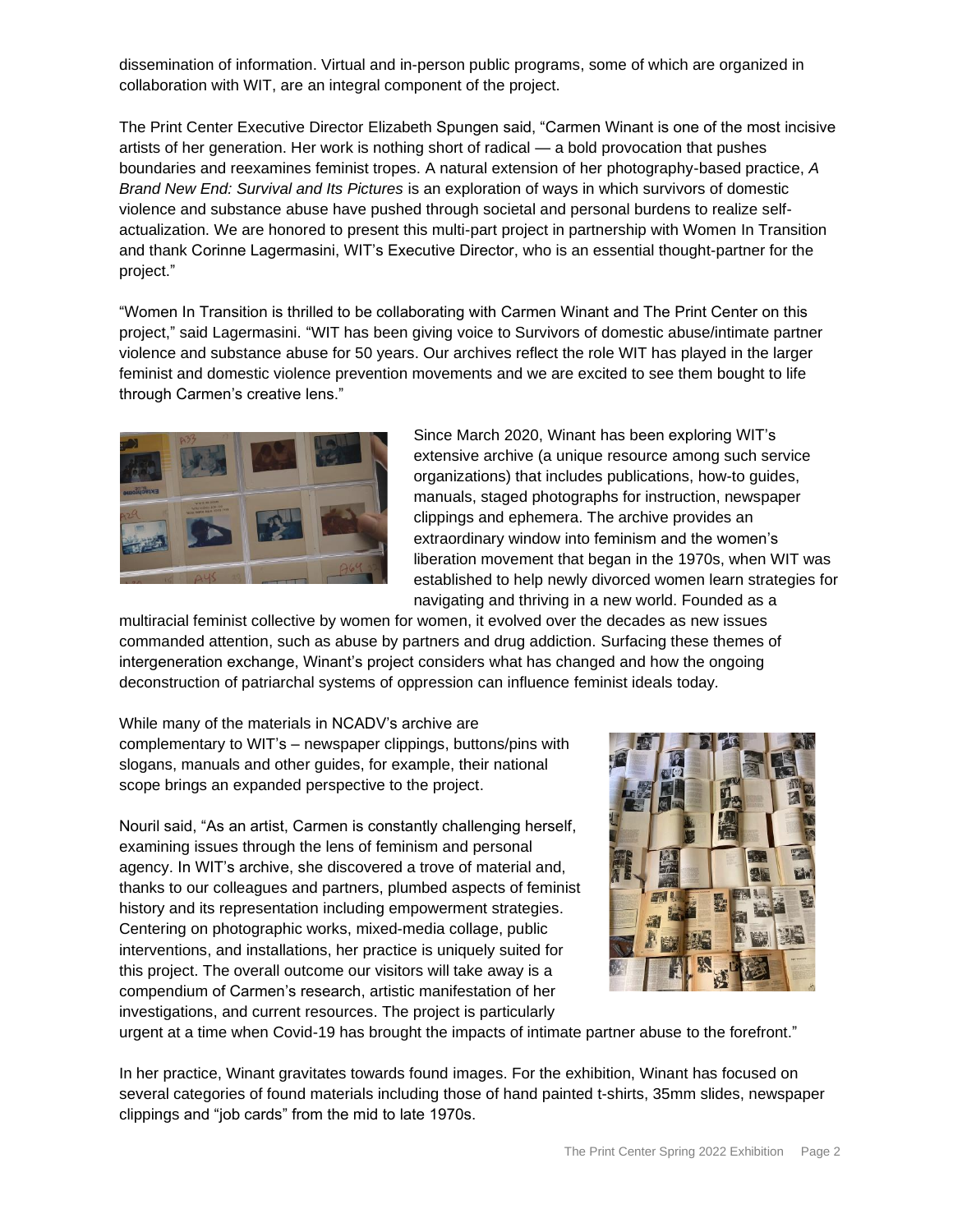dissemination of information. Virtual and in-person public programs, some of which are organized in collaboration with WIT, are an integral component of the project.

The Print Center Executive Director Elizabeth Spungen said, "Carmen Winant is one of the most incisive artists of her generation. Her work is nothing short of radical — a bold provocation that pushes boundaries and reexamines feminist tropes. A natural extension of her photography-based practice, *A Brand New End: Survival and Its Pictures* is an exploration of ways in which survivors of domestic violence and substance abuse have pushed through societal and personal burdens to realize self-actualization. We are honored to present this multi-part project in partnership with Women In Transition and thank Corinne Lagermasini, WIT's Executive Director, who is an essential thought-partner for the project."

"Women In Transition is thrilled to be collaborating with Carmen Winant and The Print Center on this project," said Lagermasini. "WIT has been giving voice to Survivors of domestic abuse/intimate partner violence and substance abuse for 50 years. Our archives reflect the role WIT has played in the larger feminist and domestic violence prevention movements and we are excited to see them bought to life through Carmen's creative lens."

Since March 2020, Winant has been exploring WIT's extensive archive (a unique resource among such service organizations) that includes publications, how-to guides, manuals, staged photographs for instruction, newspaper clippings and ephemera. The archive provides an extraordinary window into feminism and the women's liberation movement that began in the 1970s, when WIT was established to help newly divorced women learn strategies for navigating and thriving in a new world. Founded as a multiracial feminist collective by women for women, it evolved over the decades as new issues commanded attention, such as abuse by partners and drug addiction. Surfacing these themes of intergeneration exchange, Winant's project considers what has changed and how the ongoing deconstruction of patriarchal systems of oppression can influence feminist ideals today.

While many of the materials in NCADV's archive are complementary to WIT's – newspaper clippings, buttons/pins with slogans, manuals and other guides, for example, their national scope brings an expanded perspective to the project.

Nouril said, "As an artist, Carmen is constantly challenging herself, examining issues through the lens of feminism and personal agency. In WIT's archive, she discovered a trove of material and, thanks to our colleagues and partners, plumbed aspects of feminist history and its representation including empowerment strategies. Centering on photographic works, mixed-media collage, public interventions, and installations, her practice is uniquely suited for this project. The overall outcome our visitors will take away is a compendium of Carmen's research, artistic manifestation of her investigations, and current resources. The project is particularly urgent at a time when Covid-19 has brought the impacts of intimate partner abuse to the forefront."

In her practice, Winant gravitates towards found images. For the exhibition, Winant has focused on several categories of found materials including those of hand painted t-shirts, 35mm slides, newspaper clippings and "job cards" from the mid to late 1970s.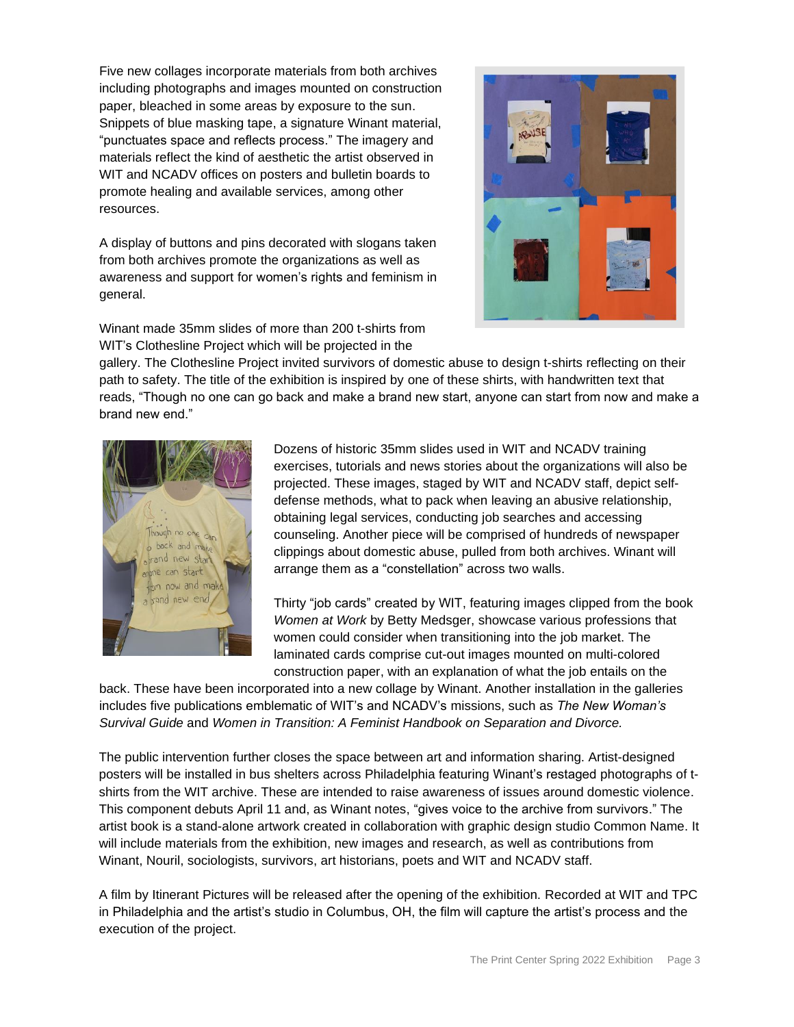Five new collages incorporate materials from both archives including photographs and images mounted on construction paper, bleached in some areas by exposure to the sun. Snippets of blue masking tape, a signature Winant material, "punctuates space and reflects process." The imagery and materials reflect the kind of aesthetic the artist observed in WIT and NCADV offices on posters and bulletin boards to promote healing and available services, among other resources.

A display of buttons and pins decorated with slogans taken from both archives promote the organizations as well as awareness and support for women's rights and feminism in general.

Winant made 35mm slides of more than 200 t-shirts from WIT's Clothesline Project which will be projected in the gallery. The Clothesline Project invited survivors of domestic abuse to design t-shirts reflecting on their path to safety. The title of the exhibition is inspired by one of these shirts, with handwritten text that reads, "Though no one can go back and make a brand new start, anyone can start from now and make a brand new end."

Dozens of historic 35mm slides used in WIT and NCADV training exercises, tutorials and news stories about the organizations will also be projected. These images, staged by WIT and NCADV staff, depict self-defense methods, what to pack when leaving an abusive relationship, obtaining legal services, conducting job searches and accessing counseling. Another piece will be comprised of hundreds of newspaper clippings about domestic abuse, pulled from both archives. Winant will arrange them as a "constellation" across two walls.

Thirty "job cards" created by WIT, featuring images clipped from the book *Women at Work* by Betty Medsger, showcase various professions that women could consider when transitioning into the job market. The laminated cards comprise cut-out images mounted on multi-colored construction paper, with an explanation of what the job entails on the back. These have been incorporated into a new collage by Winant. Another installation in the galleries includes five publications emblematic of WIT's and NCADV's missions, such as *The New Woman's Survival Guide* and *Women in Transition: A Feminist Handbook on Separation and Divorce.*

The public intervention further closes the space between art and information sharing. Artist-designed posters will be installed in bus shelters across Philadelphia featuring Winant's restaged photographs of t-shirts from the WIT archive. These are intended to raise awareness of issues around domestic violence. This component debuts April 11 and, as Winant notes, "gives voice to the archive from survivors." The artist book is a stand-alone artwork created in collaboration with graphic design studio Common Name. It will include materials from the exhibition, new images and research, as well as contributions from Winant, Nouril, sociologists, survivors, art historians, poets and WIT and NCADV staff.

A film by Itinerant Pictures will be released after the opening of the exhibition. Recorded at WIT and TPC in Philadelphia and the artist's studio in Columbus, OH, the film will capture the artist's process and the execution of the project.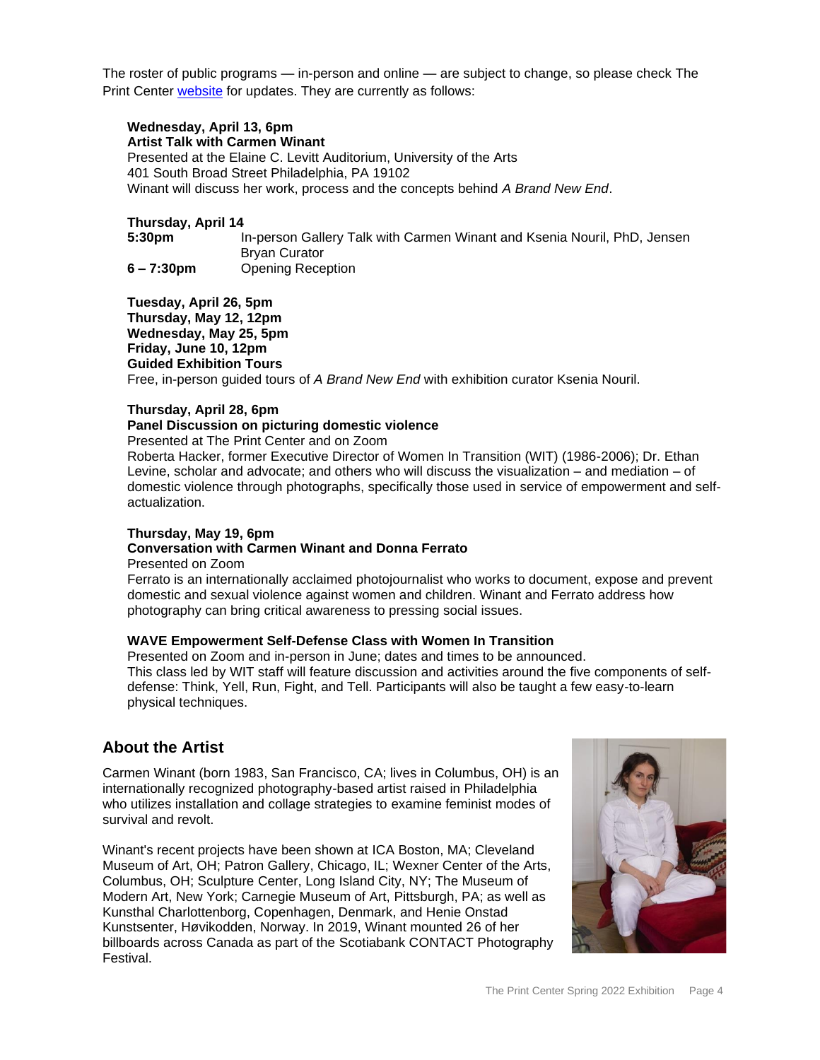The roster of public programs — in-person and online — are subject to change, so please check The Print Center [website](#) for updates. They are currently as follows:

**Wednesday, April 13, 6pm**
**Artist Talk with Carmen Winant**
Presented at the Elaine C. Levitt Auditorium, University of the Arts
401 South Broad Street Philadelphia, PA 19102
Winant will discuss her work, process and the concepts behind *A Brand New End*.

**Thursday, April 14**

| | |
|---|---|
| **5:30pm** | In-person Gallery Talk with Carmen Winant and Ksenia Nouril, PhD, Jensen Bryan Curator |
| **6 – 7:30pm** | Opening Reception |

**Tuesday, April 26, 5pm**
**Thursday, May 12, 12pm**
**Wednesday, May 25, 5pm**
**Friday, June 10, 12pm**
**Guided Exhibition Tours**
Free, in-person guided tours of *A Brand New End* with exhibition curator Ksenia Nouril.

**Thursday, April 28, 6pm**
**Panel Discussion on picturing domestic violence**
Presented at The Print Center and on Zoom
Roberta Hacker, former Executive Director of Women In Transition (WIT) (1986-2006); Dr. Ethan Levine, scholar and advocate; and others who will discuss the visualization – and mediation – of domestic violence through photographs, specifically those used in service of empowerment and self-actualization.

**Thursday, May 19, 6pm**
**Conversation with Carmen Winant and Donna Ferrato**
Presented on Zoom
Ferrato is an internationally acclaimed photojournalist who works to document, expose and prevent domestic and sexual violence against women and children. Winant and Ferrato address how photography can bring critical awareness to pressing social issues.

**WAVE Empowerment Self-Defense Class with Women In Transition**
Presented on Zoom and in-person in June; dates and times to be announced.
This class led by WIT staff will feature discussion and activities around the five components of self-defense: Think, Yell, Run, Fight, and Tell. Participants will also be taught a few easy-to-learn physical techniques.

## About the Artist

Carmen Winant (born 1983, San Francisco, CA; lives in Columbus, OH) is an internationally recognized photography-based artist raised in Philadelphia who utilizes installation and collage strategies to examine feminist modes of survival and revolt.

Winant's recent projects have been shown at ICA Boston, MA; Cleveland Museum of Art, OH; Patron Gallery, Chicago, IL; Wexner Center of the Arts, Columbus, OH; Sculpture Center, Long Island City, NY; The Museum of Modern Art, New York; Carnegie Museum of Art, Pittsburgh, PA; as well as Kunsthal Charlottenborg, Copenhagen, Denmark, and Henie Onstad Kunstsenter, Høvikodden, Norway. In 2019, Winant mounted 26 of her billboards across Canada as part of the Scotiabank CONTACT Photography Festival.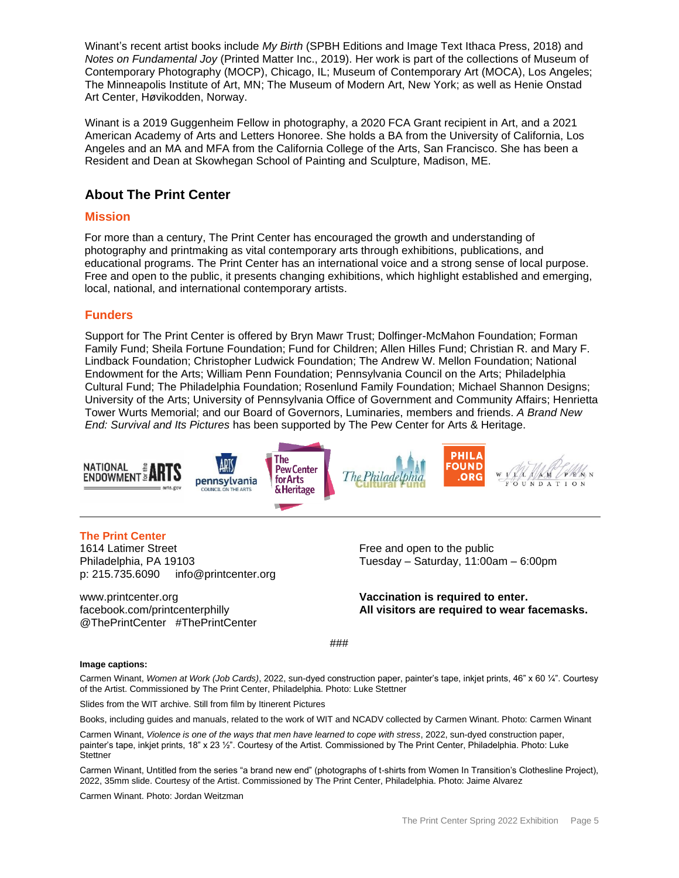Winant's recent artist books include *My Birth* (SPBH Editions and Image Text Ithaca Press, 2018) and *Notes on Fundamental Joy* (Printed Matter Inc., 2019). Her work is part of the collections of Museum of Contemporary Photography (MOCP), Chicago, IL; Museum of Contemporary Art (MOCA), Los Angeles; The Minneapolis Institute of Art, MN; The Museum of Modern Art, New York; as well as Henie Onstad Art Center, Høvikodden, Norway.

Winant is a 2019 Guggenheim Fellow in photography, a 2020 FCA Grant recipient in Art, and a 2021 American Academy of Arts and Letters Honoree. She holds a BA from the University of California, Los Angeles and an MA and MFA from the California College of the Arts, San Francisco. She has been a Resident and Dean at Skowhegan School of Painting and Sculpture, Madison, ME.

## About The Print Center

### Mission

For more than a century, The Print Center has encouraged the growth and understanding of photography and printmaking as vital contemporary arts through exhibitions, publications, and educational programs. The Print Center has an international voice and a strong sense of local purpose. Free and open to the public, it presents changing exhibitions, which highlight established and emerging, local, national, and international contemporary artists.

### Funders

Support for The Print Center is offered by Bryn Mawr Trust; Dolfinger-McMahon Foundation; Forman Family Fund; Sheila Fortune Foundation; Fund for Children; Allen Hilles Fund; Christian R. and Mary F. Lindback Foundation; Christopher Ludwick Foundation; The Andrew W. Mellon Foundation; National Endowment for the Arts; William Penn Foundation; Pennsylvania Council on the Arts; Philadelphia Cultural Fund; The Philadelphia Foundation; Rosenlund Family Foundation; Michael Shannon Designs; University of the Arts; University of Pennsylvania Office of Government and Community Affairs; Henrietta Tower Wurts Memorial; and our Board of Governors, Luminaries, members and friends. *A Brand New End: Survival and Its Pictures* has been supported by The Pew Center for Arts & Heritage.

**The Print Center**
1614 Latimer Street
Philadelphia, PA 19103
p: 215.735.6090 info@printcenter.org

www.printcenter.org
facebook.com/printcenterphilly
@ThePrintCenter #ThePrintCenter

Free and open to the public
Tuesday – Saturday, 11:00am – 6:00pm

**Vaccination is required to enter.**
**All visitors are required to wear facemasks.**

###

**Image captions:**

Carmen Winant, *Women at Work (Job Cards)*, 2022, sun-dyed construction paper, painter's tape, inkjet prints, 46" x 60 ¼". Courtesy of the Artist. Commissioned by The Print Center, Philadelphia. Photo: Luke Stettner

Slides from the WIT archive. Still from film by Itinerent Pictures

Books, including guides and manuals, related to the work of WIT and NCADV collected by Carmen Winant. Photo: Carmen Winant

Carmen Winant, *Violence is one of the ways that men have learned to cope with stress*, 2022, sun-dyed construction paper, painter's tape, inkjet prints, 18" x 23 ½". Courtesy of the Artist. Commissioned by The Print Center, Philadelphia. Photo: Luke Stettner

Carmen Winant, Untitled from the series "a brand new end" (photographs of t-shirts from Women In Transition's Clothesline Project), 2022, 35mm slide. Courtesy of the Artist. Commissioned by The Print Center, Philadelphia. Photo: Jaime Alvarez

Carmen Winant. Photo: Jordan Weitzman